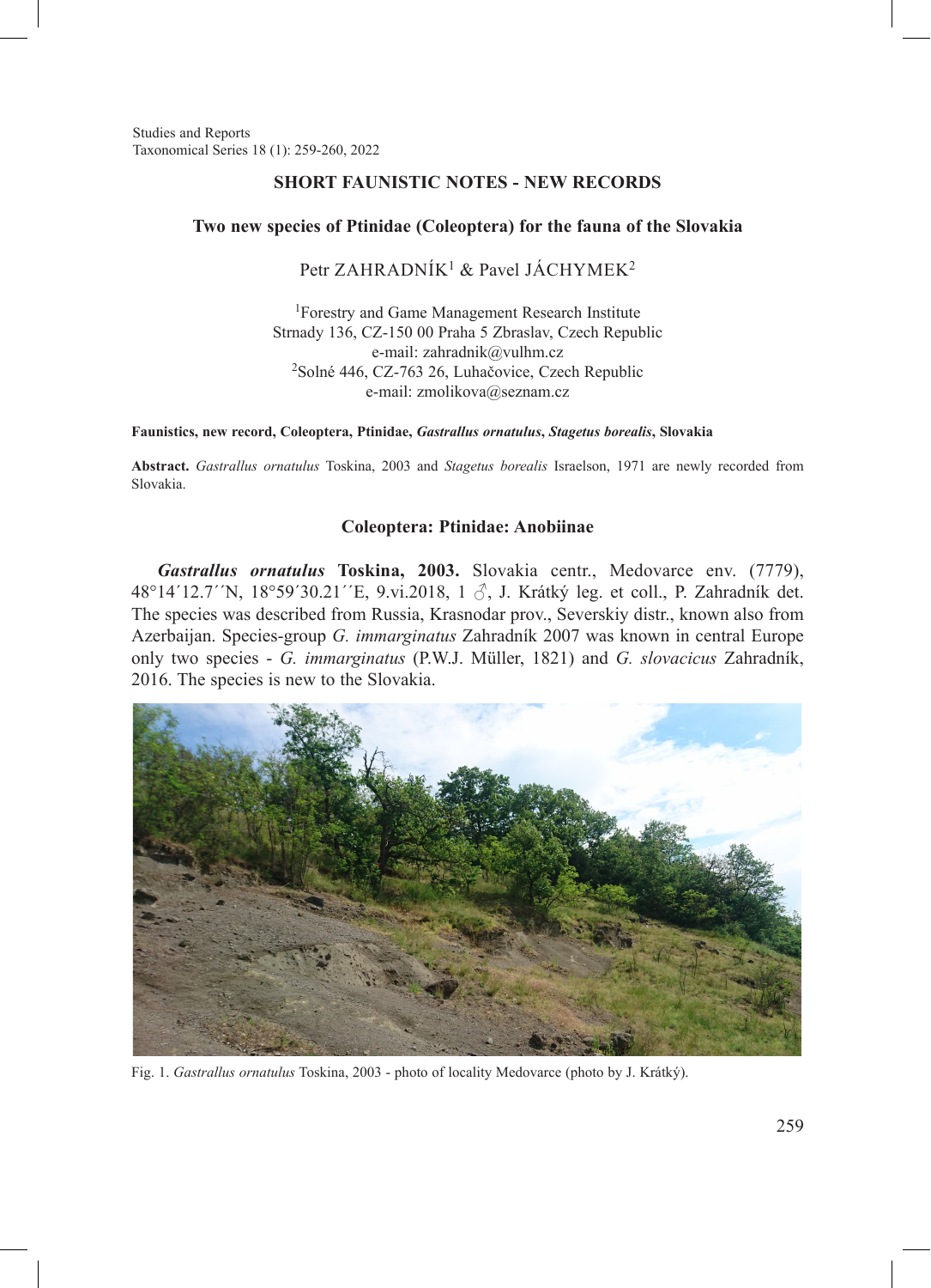# SHORT FAUNISTIC NOTES - NEW RECORDS

## Two new species of Ptinidae (Coleoptera) for the fauna of the Slovakia

Petr ZAHRADNÍK[1] & Pavel JÁCHYMEK[2]

[1]Forestry and Game Management Research Institute
Strnady 136, CZ-150 00 Praha 5 Zbraslav, Czech Republic
e-mail: zahradnik@vulhm.cz
[2]Solné 446, CZ-763 26, Luhačovice, Czech Republic
e-mail: zmolikova@seznam.cz

**Faunistics, new record, Coleoptera, Ptinidae, *Gastrallus ornatulus*, *Stagetus borealis*, Slovakia**

**Abstract.** *Gastrallus ornatulus* Toskina, 2003 and *Stagetus borealis* Israelson, 1971 are newly recorded from Slovakia.

### Coleoptera: Ptinidae: Anobiinae

***Gastrallus ornatulus*** **Toskina, 2003.** Slovakia centr., Medovarce env. (7779), 48°14´12.7´´N, 18°59´30.21´´E, 9.vi.2018, 1 ♂, J. Krátký leg. et coll., P. Zahradník det. The species was described from Russia, Krasnodar prov., Severskiy distr., known also from Azerbaijan. Species-group *G. immarginatus* Zahradník 2007 was known in central Europe only two species - *G. immarginatus* (P.W.J. Müller, 1821) and *G. slovacicus* Zahradník, 2016. The species is new to the Slovakia.

Fig. 1. *Gastrallus ornatulus* Toskina, 2003 - photo of locality Medovarce (photo by J. Krátký).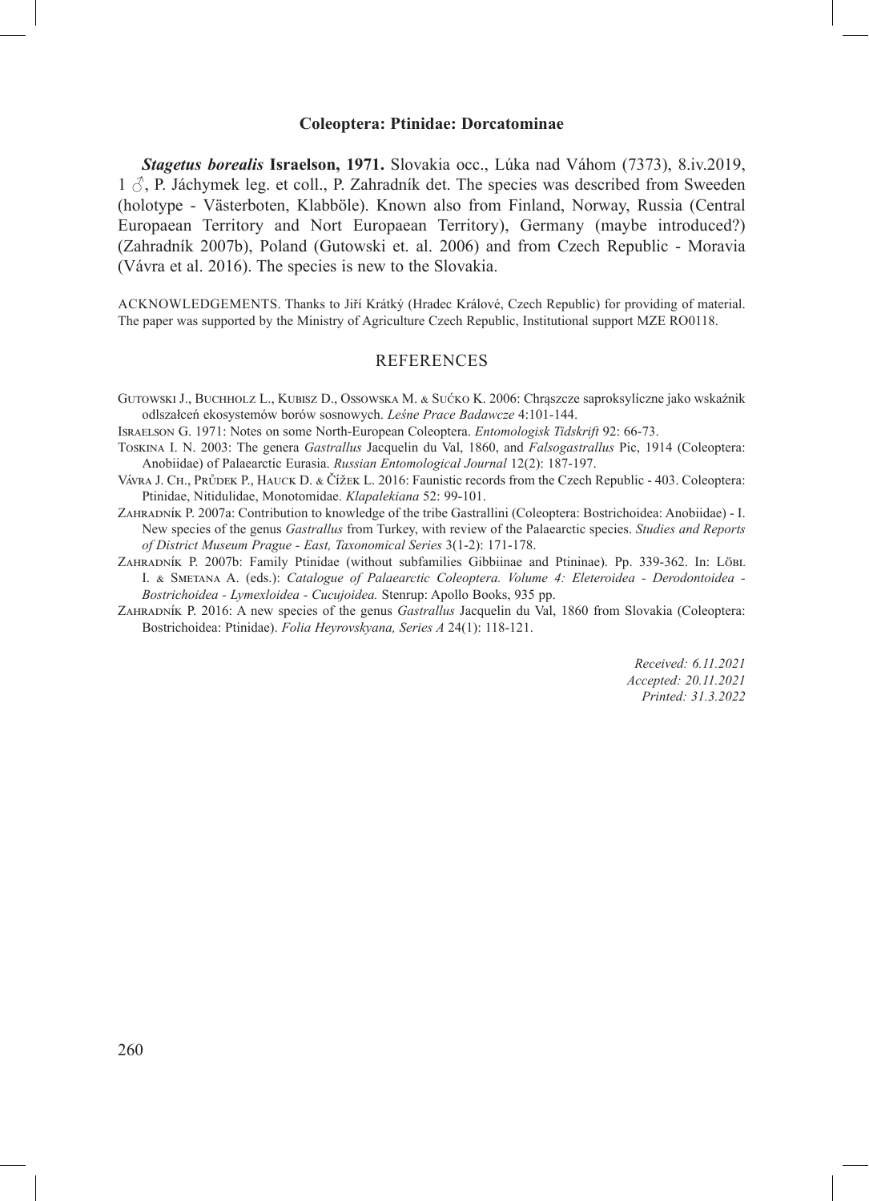### Coleoptera: Ptinidae: Dorcatominae

***Stagetus borealis* Israelson, 1971.** Slovakia occ., Lúka nad Váhom (7373), 8.iv.2019, 1 ♂, P. Jáchymek leg. et coll., P. Zahradník det. The species was described from Sweeden (holotype - Västerboten, Klabböle). Known also from Finland, Norway, Russia (Central Europaean Territory and Nort Europaean Territory), Germany (maybe introduced?) (Zahradník 2007b), Poland (Gutowski et. al. 2006) and from Czech Republic - Moravia (Vávra et al. 2016). The species is new to the Slovakia.

ACKNOWLEDGEMENTS. Thanks to Jiří Krátký (Hradec Králové, Czech Republic) for providing of material. The paper was supported by the Ministry of Agriculture Czech Republic, Institutional support MZE RO0118.

## REFERENCES

Gutowski J., Buchholz L., Kubisz D., Ossowska M. & Sućko K. 2006: Chrząszcze saproksyliczne jako wskaźnik odlszałceń ekosystemów borów sosnowych. *Leśne Prace Badawcze* 4:101-144.

Israelson G. 1971: Notes on some North-European Coleoptera. *Entomologisk Tidskrift* 92: 66-73.

Toskina I. N. 2003: The genera *Gastrallus* Jacquelin du Val, 1860, and *Falsogastrallus* Pic, 1914 (Coleoptera: Anobiidae) of Palaearctic Eurasia. *Russian Entomological Journal* 12(2): 187-197.

Vávra J. Ch., Průdek P., Hauck D. & Čížek L. 2016: Faunistic records from the Czech Republic - 403. Coleoptera: Ptinidae, Nitidulidae, Monotomidae. *Klapalekiana* 52: 99-101.

Zahradník P. 2007a: Contribution to knowledge of the tribe Gastrallini (Coleoptera: Bostrichoidea: Anobiidae) - I. New species of the genus *Gastrallus* from Turkey, with review of the Palaearctic species. *Studies and Reports of District Museum Prague - East, Taxonomical Series* 3(1-2): 171-178.

Zahradník P. 2007b: Family Ptinidae (without subfamilies Gibbiinae and Ptininae). Pp. 339-362. In: Löbl I. & Smetana A. (eds.): *Catalogue of Palaearctic Coleoptera. Volume 4: Eleteroidea - Derodontoidea - Bostrichoidea - Lymexloidea - Cucujoidea.* Stenrup: Apollo Books, 935 pp.

Zahradník P. 2016: A new species of the genus *Gastrallus* Jacquelin du Val, 1860 from Slovakia (Coleoptera: Bostrichoidea: Ptinidae). *Folia Heyrovskyana, Series A* 24(1): 118-121.

*Received: 6.11.2021*
*Accepted: 20.11.2021*
*Printed: 31.3.2022*